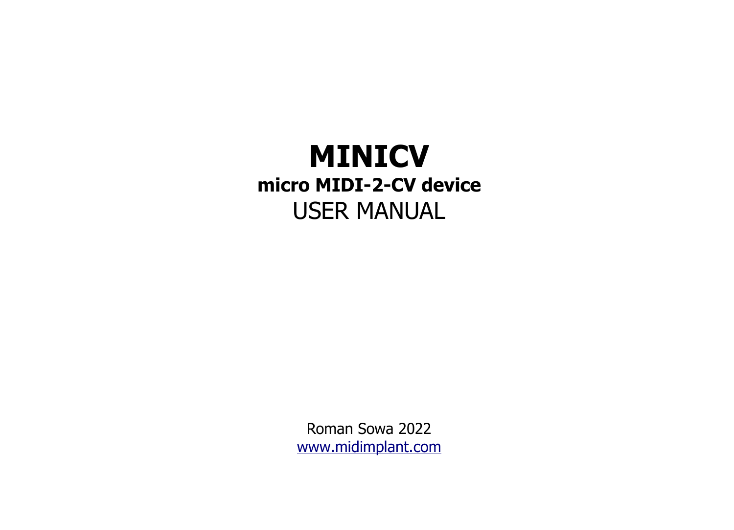# MINICV

**micro MIDI-2-CV device**

USER MANUAL

Roman Sowa 2022

www.midimplant.com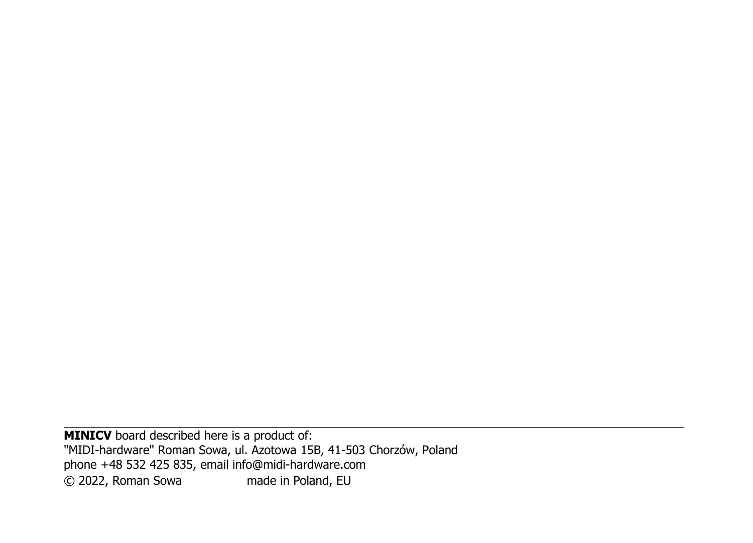---

**MINICV** board described here is a product of:
"MIDI-hardware" Roman Sowa, ul. Azotowa 15B, 41-503 Chorzów, Poland
phone +48 532 425 835, email info@midi-hardware.com
© 2022, Roman Sowa made in Poland, EU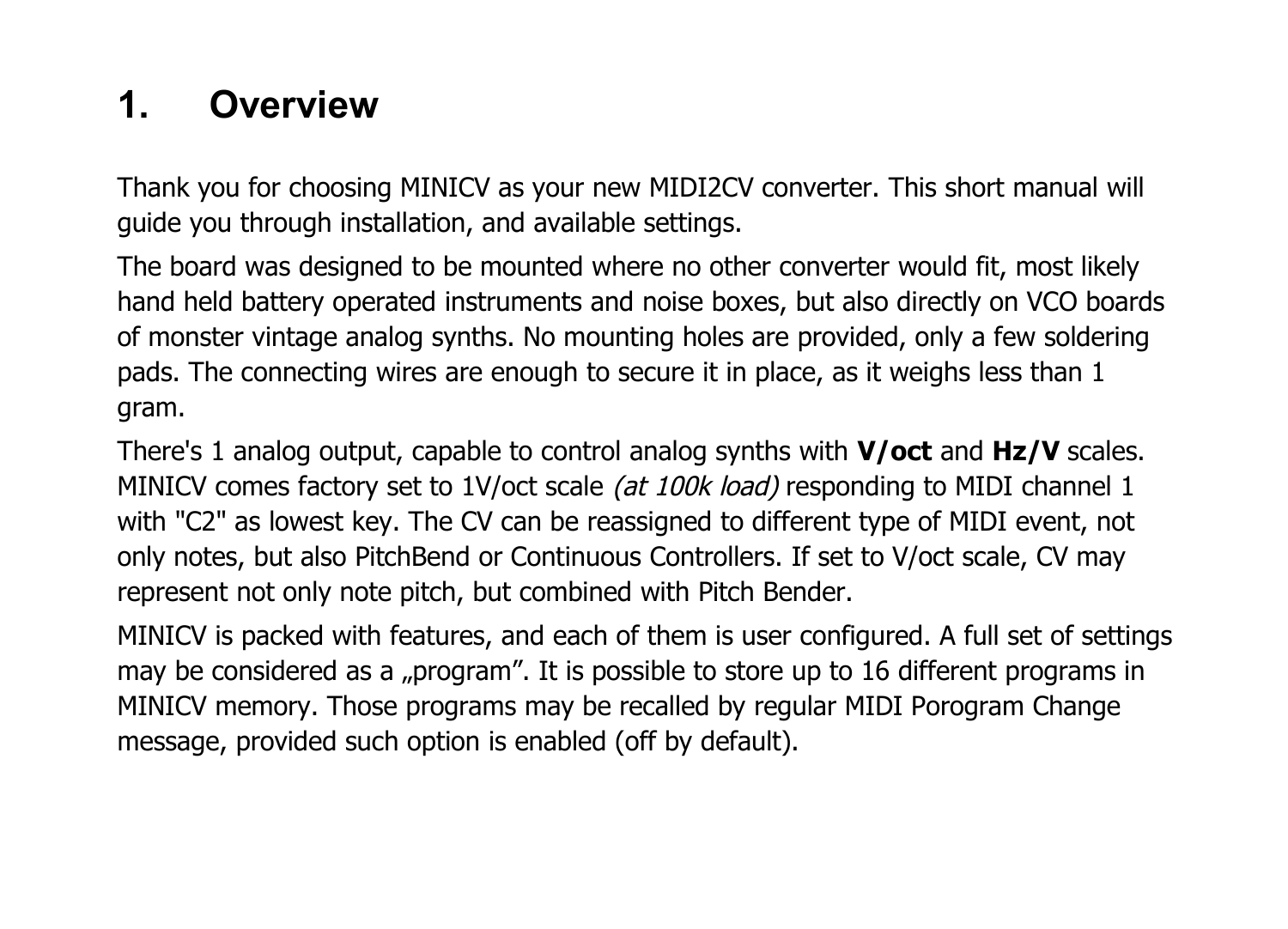# 1. Overview

Thank you for choosing MINICV as your new MIDI2CV converter. This short manual will guide you through installation, and available settings.

The board was designed to be mounted where no other converter would fit, most likely hand held battery operated instruments and noise boxes, but also directly on VCO boards of monster vintage analog synths. No mounting holes are provided, only a few soldering pads. The connecting wires are enough to secure it in place, as it weighs less than 1 gram.

There's 1 analog output, capable to control analog synths with **V/oct** and **Hz/V** scales. MINICV comes factory set to 1V/oct scale *(at 100k load)* responding to MIDI channel 1 with "C2" as lowest key. The CV can be reassigned to different type of MIDI event, not only notes, but also PitchBend or Continuous Controllers. If set to V/oct scale, CV may represent not only note pitch, but combined with Pitch Bender.

MINICV is packed with features, and each of them is user configured. A full set of settings may be considered as a „program”. It is possible to store up to 16 different programs in MINICV memory. Those programs may be recalled by regular MIDI Porogram Change message, provided such option is enabled (off by default).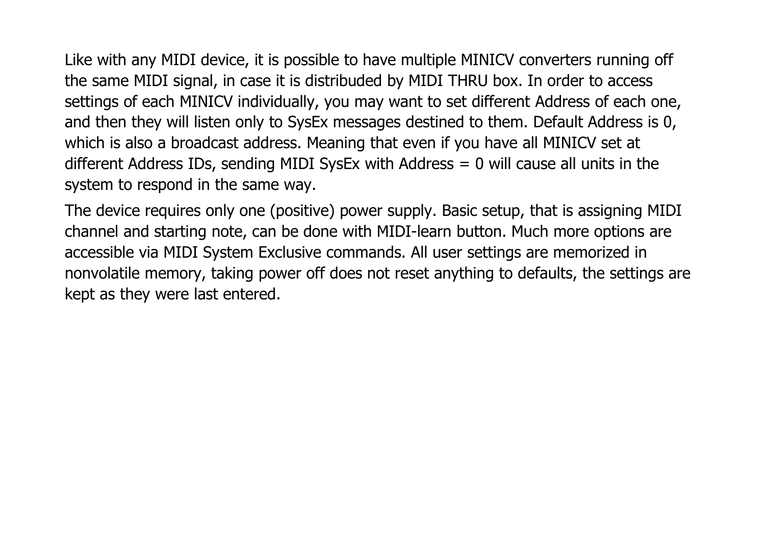Like with any MIDI device, it is possible to have multiple MINICV converters running off the same MIDI signal, in case it is distribuded by MIDI THRU box. In order to access settings of each MINICV individually, you may want to set different Address of each one, and then they will listen only to SysEx messages destined to them. Default Address is 0, which is also a broadcast address. Meaning that even if you have all MINICV set at different Address IDs, sending MIDI SysEx with Address = 0 will cause all units in the system to respond in the same way.

The device requires only one (positive) power supply. Basic setup, that is assigning MIDI channel and starting note, can be done with MIDI-learn button. Much more options are accessible via MIDI System Exclusive commands. All user settings are memorized in nonvolatile memory, taking power off does not reset anything to defaults, the settings are kept as they were last entered.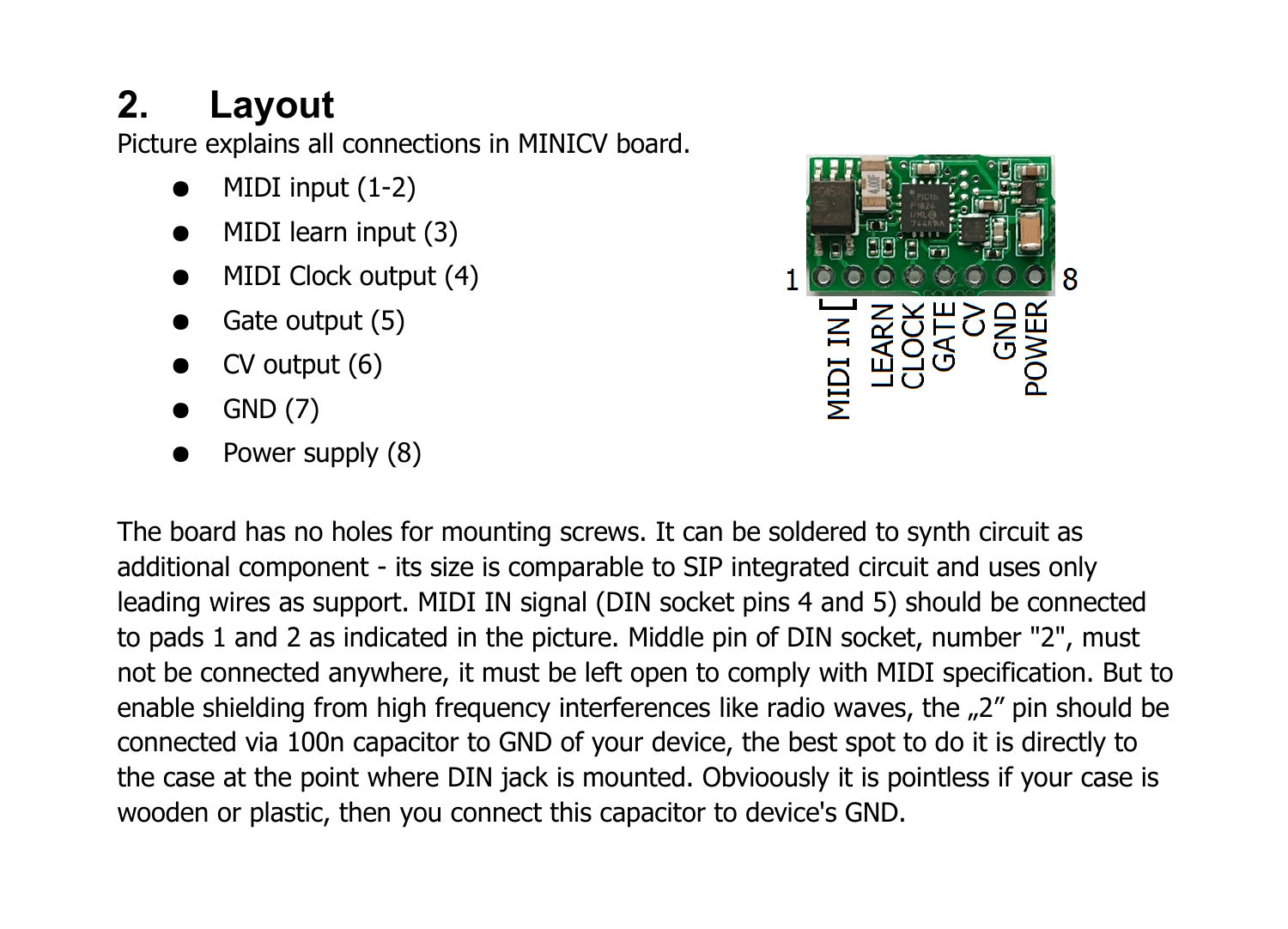## 2. Layout

Picture explains all connections in MINICV board.

- MIDI input (1-2)
- MIDI learn input (3)
- MIDI Clock output (4)
- Gate output (5)
- CV output (6)
- GND (7)
- Power supply (8)

The board has no holes for mounting screws. It can be soldered to synth circuit as additional component - its size is comparable to SIP integrated circuit and uses only leading wires as support. MIDI IN signal (DIN socket pins 4 and 5) should be connected to pads 1 and 2 as indicated in the picture. Middle pin of DIN socket, number "2", must not be connected anywhere, it must be left open to comply with MIDI specification. But to enable shielding from high frequency interferences like radio waves, the „2" pin should be connected via 100n capacitor to GND of your device, the best spot to do it is directly to the case at the point where DIN jack is mounted. Obvioously it is pointless if your case is wooden or plastic, then you connect this capacitor to device's GND.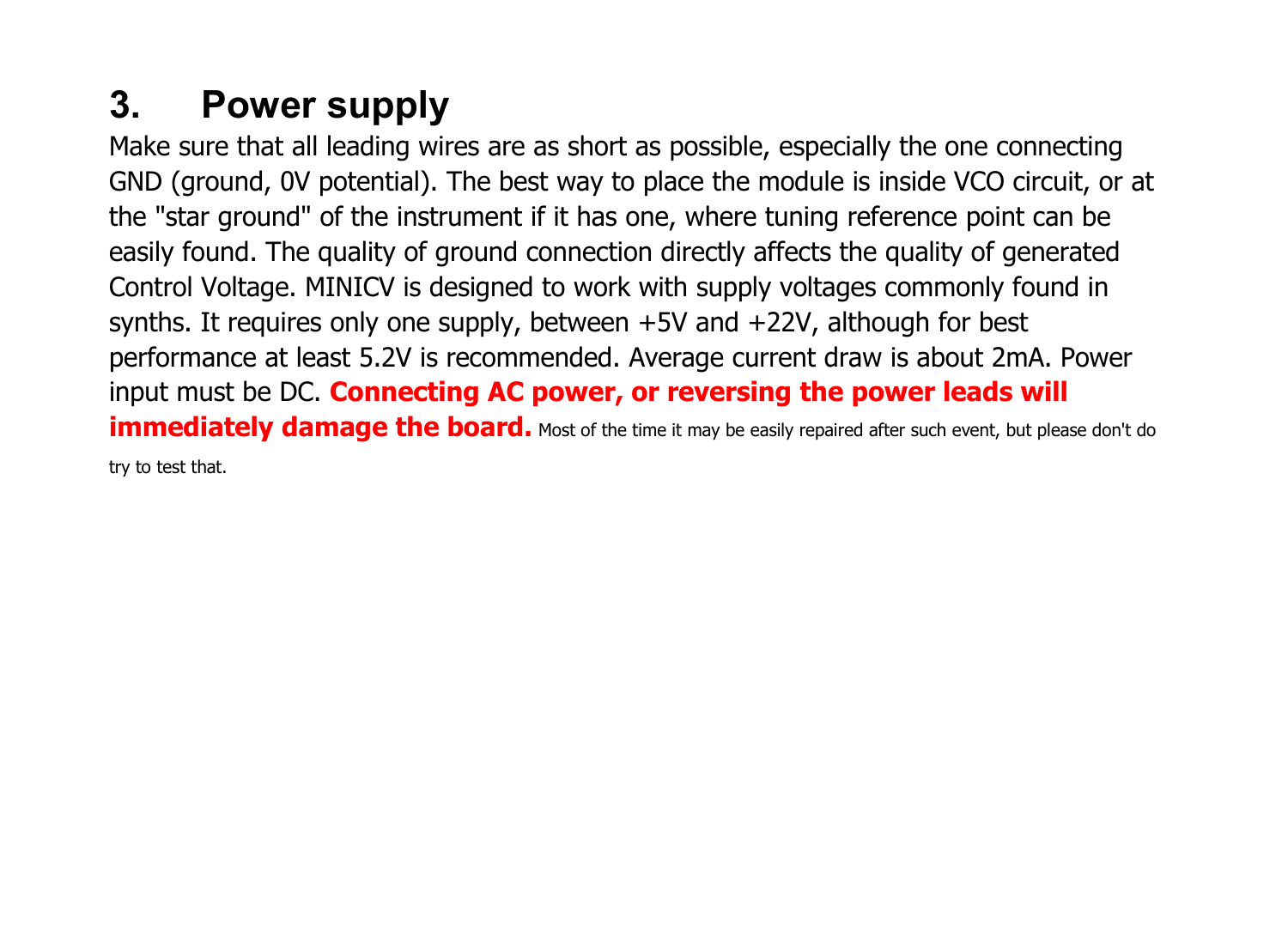# 3. Power supply

Make sure that all leading wires are as short as possible, especially the one connecting GND (ground, 0V potential). The best way to place the module is inside VCO circuit, or at the "star ground" of the instrument if it has one, where tuning reference point can be easily found. The quality of ground connection directly affects the quality of generated Control Voltage. MINICV is designed to work with supply voltages commonly found in synths. It requires only one supply, between +5V and +22V, although for best performance at least 5.2V is recommended. Average current draw is about 2mA. Power input must be DC. **Connecting AC power, or reversing the power leads will immediately damage the board.** Most of the time it may be easily repaired after such event, but please don't do try to test that.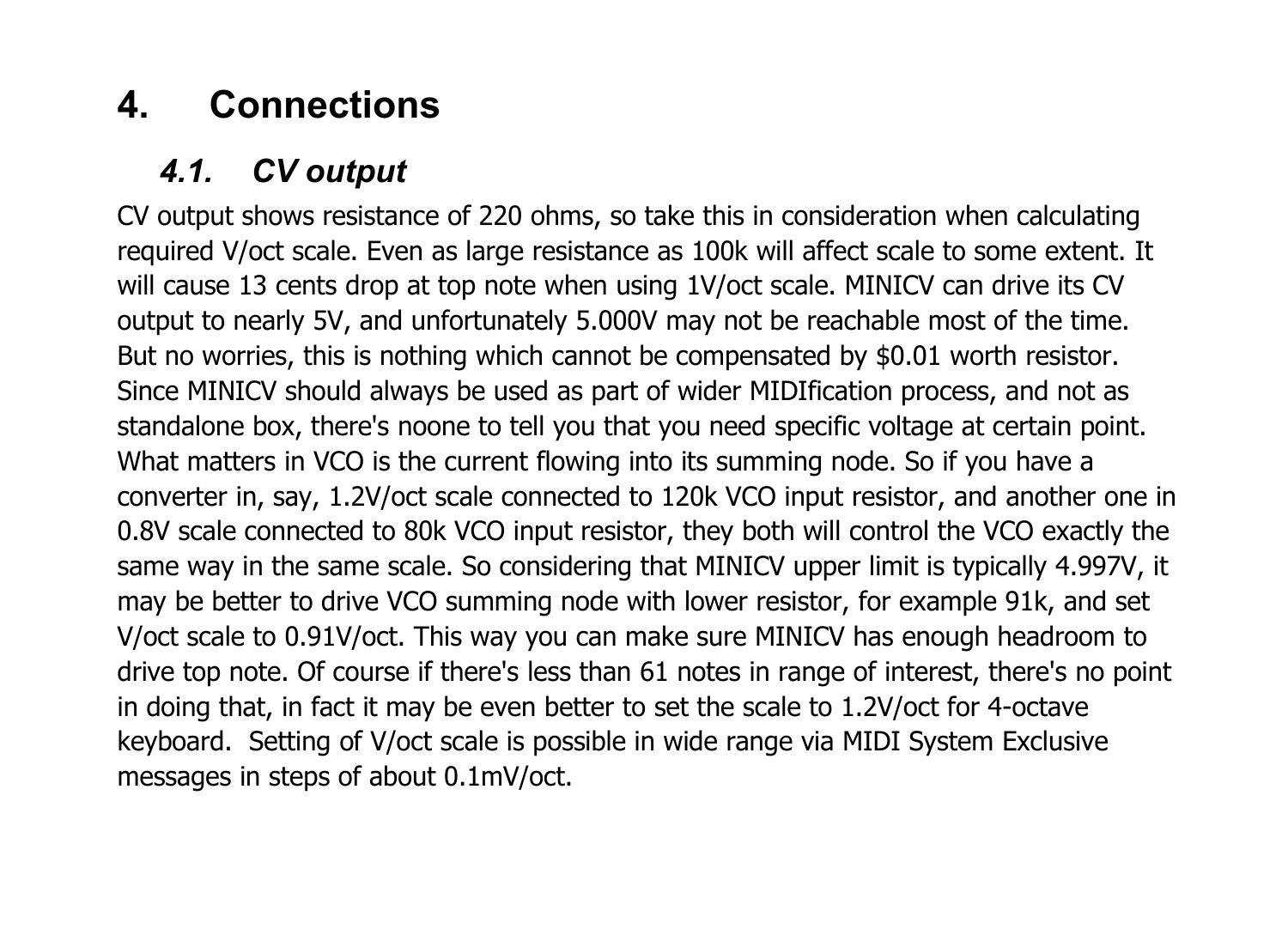# 4. Connections

## *4.1. CV output*

CV output shows resistance of 220 ohms, so take this in consideration when calculating required V/oct scale. Even as large resistance as 100k will affect scale to some extent. It will cause 13 cents drop at top note when using 1V/oct scale. MINICV can drive its CV output to nearly 5V, and unfortunately 5.000V may not be reachable most of the time. But no worries, this is nothing which cannot be compensated by $0.01 worth resistor. Since MINICV should always be used as part of wider MIDIfication process, and not as standalone box, there's noone to tell you that you need specific voltage at certain point. What matters in VCO is the current flowing into its summing node. So if you have a converter in, say, 1.2V/oct scale connected to 120k VCO input resistor, and another one in 0.8V scale connected to 80k VCO input resistor, they both will control the VCO exactly the same way in the same scale. So considering that MINICV upper limit is typically 4.997V, it may be better to drive VCO summing node with lower resistor, for example 91k, and set V/oct scale to 0.91V/oct. This way you can make sure MINICV has enough headroom to drive top note. Of course if there's less than 61 notes in range of interest, there's no point in doing that, in fact it may be even better to set the scale to 1.2V/oct for 4-octave keyboard. Setting of V/oct scale is possible in wide range via MIDI System Exclusive messages in steps of about 0.1mV/oct.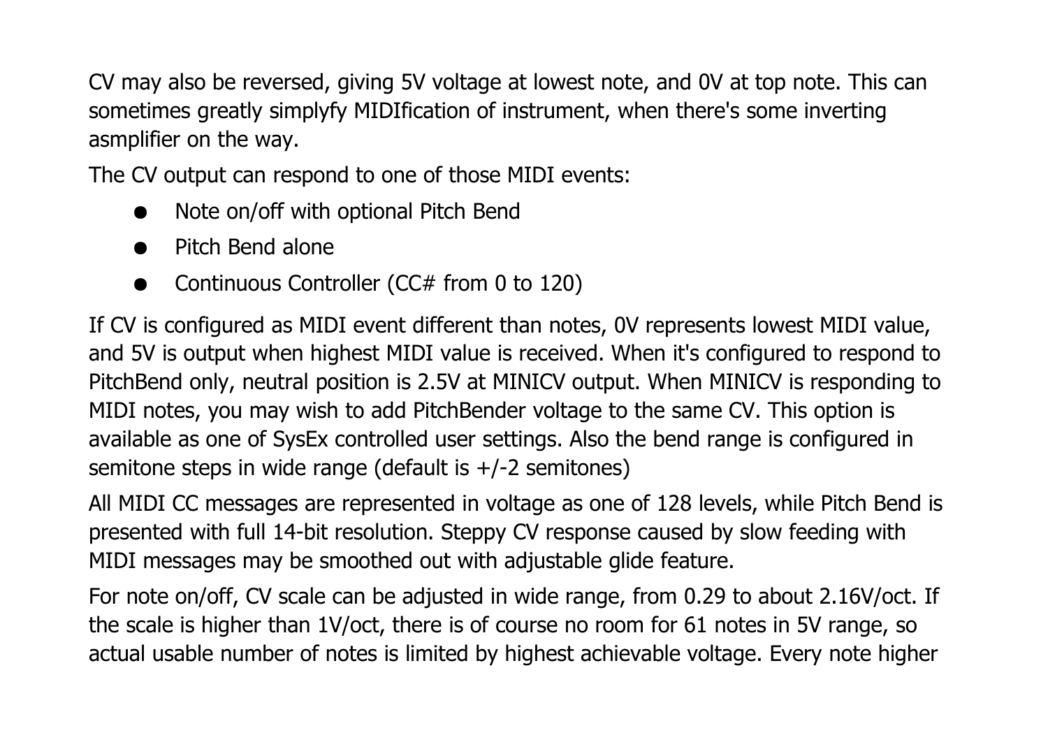CV may also be reversed, giving 5V voltage at lowest note, and 0V at top note. This can sometimes greatly simplyfy MIDIfication of instrument, when there's some inverting asmplifier on the way.

The CV output can respond to one of those MIDI events:

- Note on/off with optional Pitch Bend
- Pitch Bend alone
- Continuous Controller (CC# from 0 to 120)

If CV is configured as MIDI event different than notes, 0V represents lowest MIDI value, and 5V is output when highest MIDI value is received. When it's configured to respond to PitchBend only, neutral position is 2.5V at MINICV output. When MINICV is responding to MIDI notes, you may wish to add PitchBender voltage to the same CV. This option is available as one of SysEx controlled user settings. Also the bend range is configured in semitone steps in wide range (default is +/-2 semitones)

All MIDI CC messages are represented in voltage as one of 128 levels, while Pitch Bend is presented with full 14-bit resolution. Steppy CV response caused by slow feeding with MIDI messages may be smoothed out with adjustable glide feature.

For note on/off, CV scale can be adjusted in wide range, from 0.29 to about 2.16V/oct. If the scale is higher than 1V/oct, there is of course no room for 61 notes in 5V range, so actual usable number of notes is limited by highest achievable voltage. Every note higher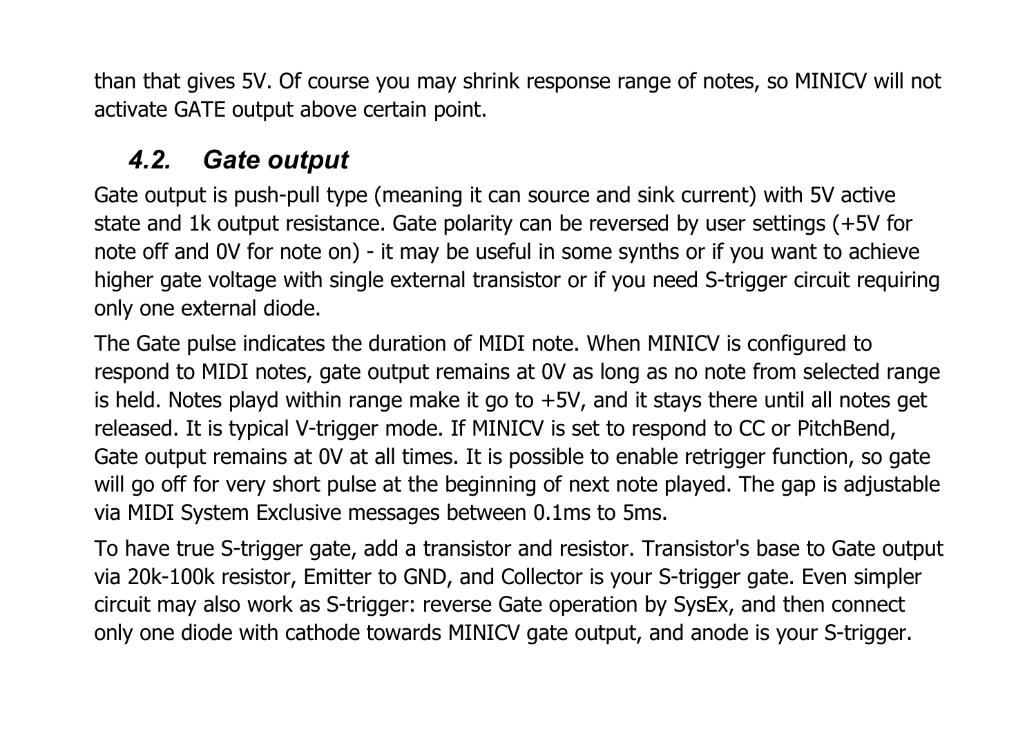than that gives 5V. Of course you may shrink response range of notes, so MINICV will not activate GATE output above certain point.

## *4.2. Gate output*

Gate output is push-pull type (meaning it can source and sink current) with 5V active state and 1k output resistance. Gate polarity can be reversed by user settings (+5V for note off and 0V for note on) - it may be useful in some synths or if you want to achieve higher gate voltage with single external transistor or if you need S-trigger circuit requiring only one external diode.

The Gate pulse indicates the duration of MIDI note. When MINICV is configured to respond to MIDI notes, gate output remains at 0V as long as no note from selected range is held. Notes playd within range make it go to +5V, and it stays there until all notes get released. It is typical V-trigger mode. If MINICV is set to respond to CC or PitchBend, Gate output remains at 0V at all times. It is possible to enable retrigger function, so gate will go off for very short pulse at the beginning of next note played. The gap is adjustable via MIDI System Exclusive messages between 0.1ms to 5ms.

To have true S-trigger gate, add a transistor and resistor. Transistor's base to Gate output via 20k-100k resistor, Emitter to GND, and Collector is your S-trigger gate. Even simpler circuit may also work as S-trigger: reverse Gate operation by SysEx, and then connect only one diode with cathode towards MINICV gate output, and anode is your S-trigger.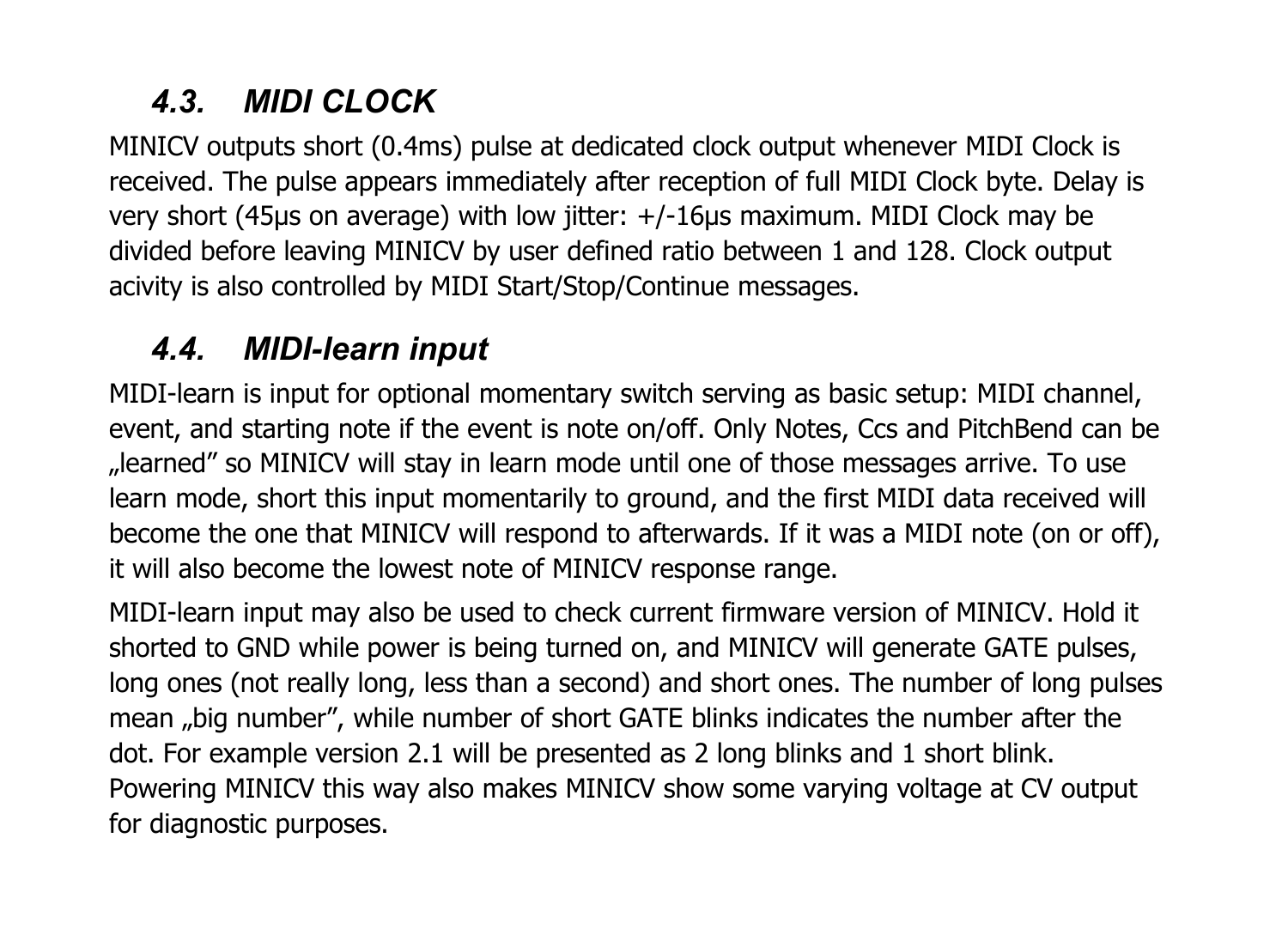## *4.3. MIDI CLOCK*

MINICV outputs short (0.4ms) pulse at dedicated clock output whenever MIDI Clock is received. The pulse appears immediately after reception of full MIDI Clock byte. Delay is very short (45µs on average) with low jitter: +/-16µs maximum. MIDI Clock may be divided before leaving MINICV by user defined ratio between 1 and 128. Clock output acivity is also controlled by MIDI Start/Stop/Continue messages.

## *4.4. MIDI-learn input*

MIDI-learn is input for optional momentary switch serving as basic setup: MIDI channel, event, and starting note if the event is note on/off. Only Notes, Ccs and PitchBend can be „learned" so MINICV will stay in learn mode until one of those messages arrive. To use learn mode, short this input momentarily to ground, and the first MIDI data received will become the one that MINICV will respond to afterwards. If it was a MIDI note (on or off), it will also become the lowest note of MINICV response range.

MIDI-learn input may also be used to check current firmware version of MINICV. Hold it shorted to GND while power is being turned on, and MINICV will generate GATE pulses, long ones (not really long, less than a second) and short ones. The number of long pulses mean „big number", while number of short GATE blinks indicates the number after the dot. For example version 2.1 will be presented as 2 long blinks and 1 short blink. Powering MINICV this way also makes MINICV show some varying voltage at CV output for diagnostic purposes.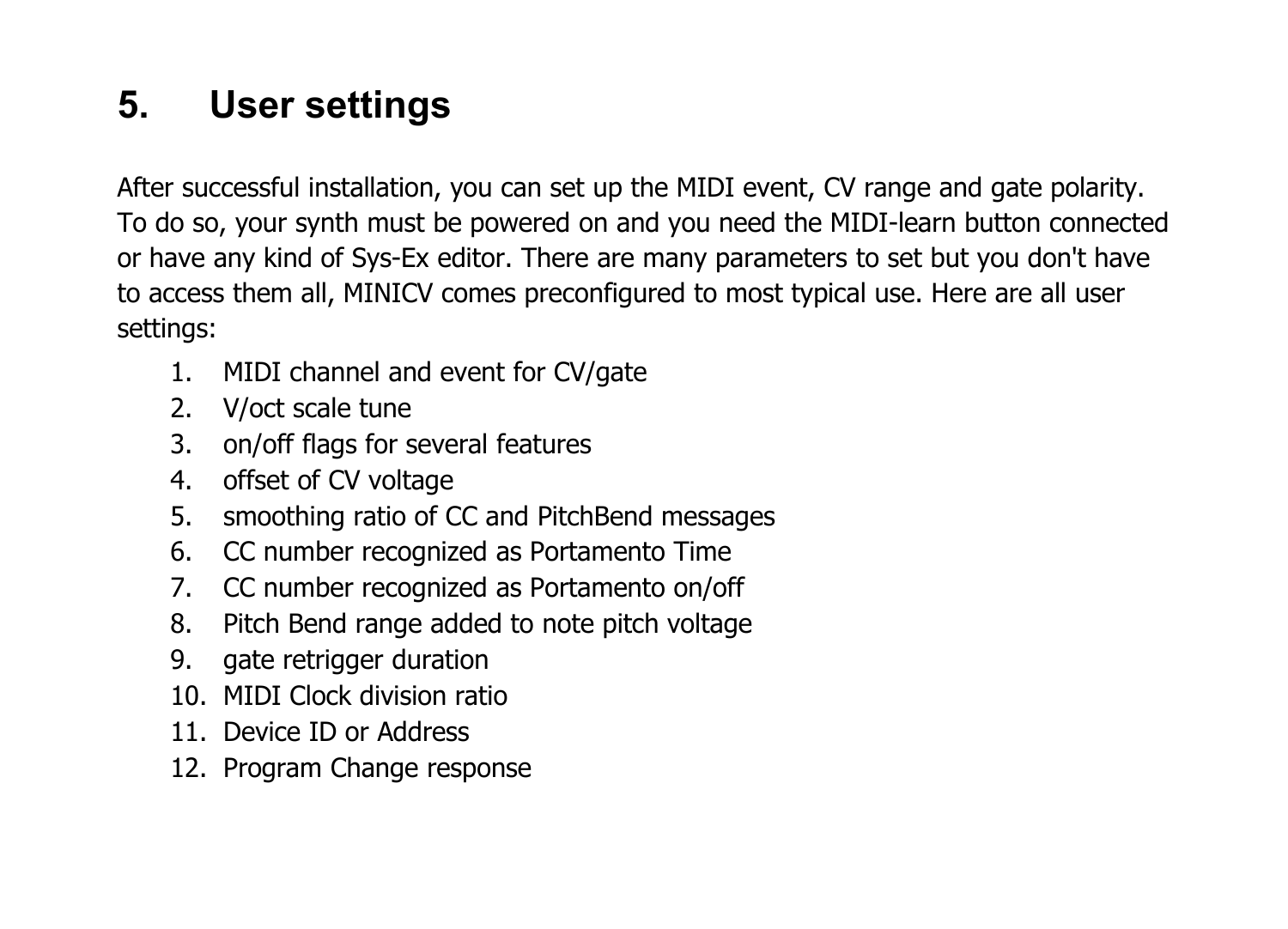# 5. User settings

After successful installation, you can set up the MIDI event, CV range and gate polarity. To do so, your synth must be powered on and you need the MIDI-learn button connected or have any kind of Sys-Ex editor. There are many parameters to set but you don't have to access them all, MINICV comes preconfigured to most typical use. Here are all user settings:

1. MIDI channel and event for CV/gate
2. V/oct scale tune
3. on/off flags for several features
4. offset of CV voltage
5. smoothing ratio of CC and PitchBend messages
6. CC number recognized as Portamento Time
7. CC number recognized as Portamento on/off
8. Pitch Bend range added to note pitch voltage
9. gate retrigger duration
10. MIDI Clock division ratio
11. Device ID or Address
12. Program Change response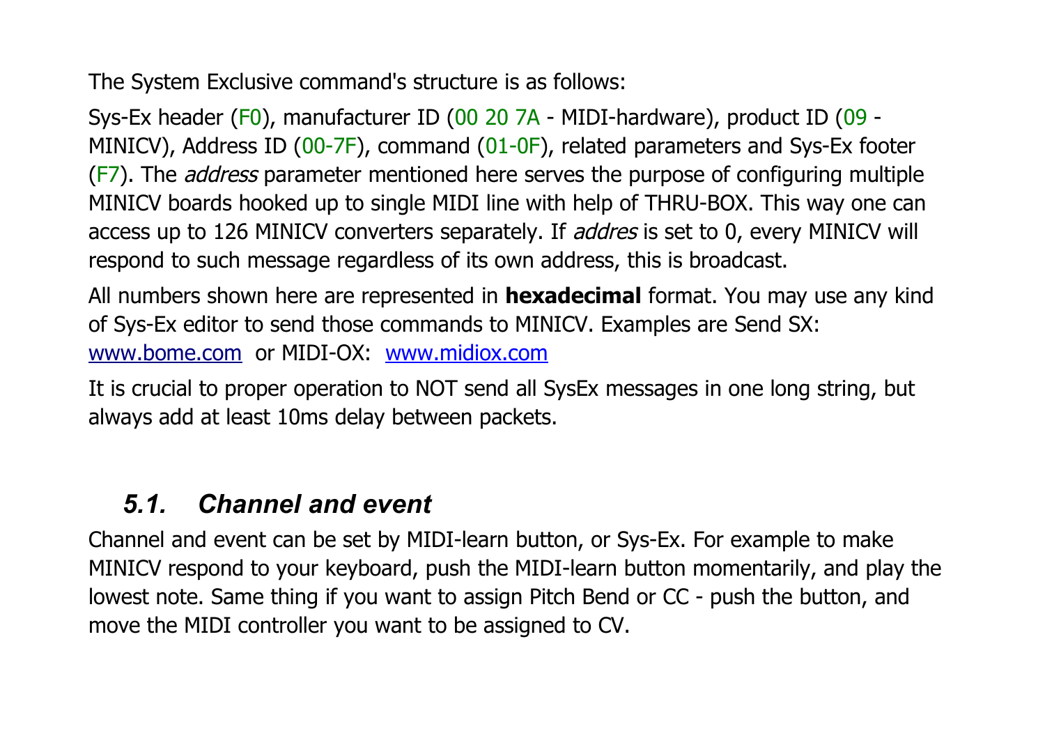The System Exclusive command's structure is as follows:

Sys-Ex header (F0), manufacturer ID (00 20 7A - MIDI-hardware), product ID (09 - MINICV), Address ID (00-7F), command (01-0F), related parameters and Sys-Ex footer (F7). The *address* parameter mentioned here serves the purpose of configuring multiple MINICV boards hooked up to single MIDI line with help of THRU-BOX. This way one can access up to 126 MINICV converters separately. If *addres* is set to 0, every MINICV will respond to such message regardless of its own address, this is broadcast.

All numbers shown here are represented in **hexadecimal** format. You may use any kind of Sys-Ex editor to send those commands to MINICV. Examples are Send SX: [www.bome.com](http://www.bome.com) or MIDI-OX: [www.midiox.com](http://www.midiox.com)

It is crucial to proper operation to NOT send all SysEx messages in one long string, but always add at least 10ms delay between packets.

## *5.1. Channel and event*

Channel and event can be set by MIDI-learn button, or Sys-Ex. For example to make MINICV respond to your keyboard, push the MIDI-learn button momentarily, and play the lowest note. Same thing if you want to assign Pitch Bend or CC - push the button, and move the MIDI controller you want to be assigned to CV.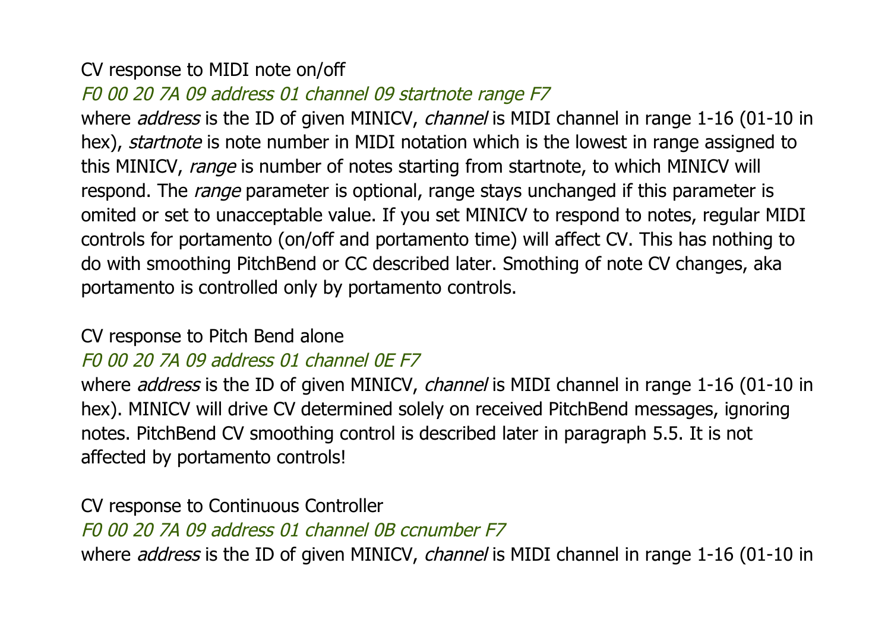CV response to MIDI note on/off

*F0 00 20 7A 09 address 01 channel 09 startnote range F7*

where *address* is the ID of given MINICV, *channel* is MIDI channel in range 1-16 (01-10 in hex), *startnote* is note number in MIDI notation which is the lowest in range assigned to this MINICV, *range* is number of notes starting from startnote, to which MINICV will respond. The *range* parameter is optional, range stays unchanged if this parameter is omited or set to unacceptable value. If you set MINICV to respond to notes, regular MIDI controls for portamento (on/off and portamento time) will affect CV. This has nothing to do with smoothing PitchBend or CC described later. Smothing of note CV changes, aka portamento is controlled only by portamento controls.

CV response to Pitch Bend alone

*F0 00 20 7A 09 address 01 channel 0E F7*

where *address* is the ID of given MINICV, *channel* is MIDI channel in range 1-16 (01-10 in hex). MINICV will drive CV determined solely on received PitchBend messages, ignoring notes. PitchBend CV smoothing control is described later in paragraph 5.5. It is not affected by portamento controls!

CV response to Continuous Controller

*F0 00 20 7A 09 address 01 channel 0B ccnumber F7*

where *address* is the ID of given MINICV, *channel* is MIDI channel in range 1-16 (01-10 in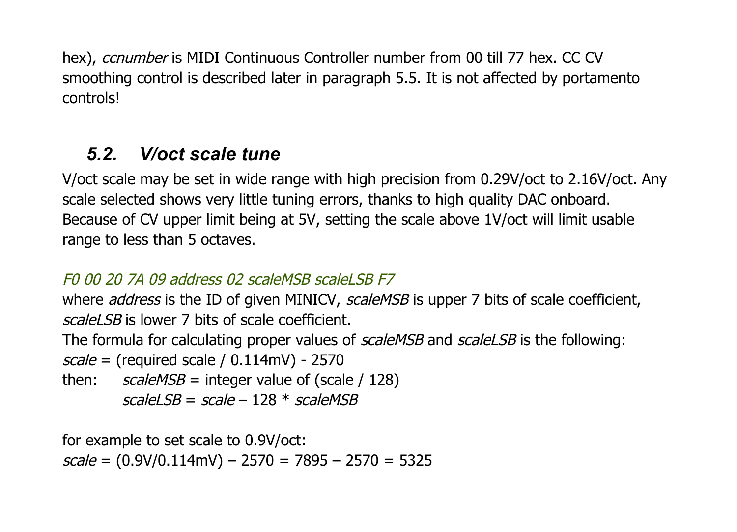hex), *ccnumber* is MIDI Continuous Controller number from 00 till 77 hex. CC CV smoothing control is described later in paragraph 5.5. It is not affected by portamento controls!

## *5.2. V/oct scale tune*

V/oct scale may be set in wide range with high precision from 0.29V/oct to 2.16V/oct. Any scale selected shows very little tuning errors, thanks to high quality DAC onboard. Because of CV upper limit being at 5V, setting the scale above 1V/oct will limit usable range to less than 5 octaves.

*F0 00 20 7A 09 address 02 scaleMSB scaleLSB F7*

where *address* is the ID of given MINICV, *scaleMSB* is upper 7 bits of scale coefficient, *scaleLSB* is lower 7 bits of scale coefficient.
The formula for calculating proper values of *scaleMSB* and *scaleLSB* is the following:
*scale* = (required scale / 0.114mV) - 2570
then: *scaleMSB* = integer value of (scale / 128)
*scaleLSB* = *scale* – 128 * *scaleMSB*

for example to set scale to 0.9V/oct:
*scale* = (0.9V/0.114mV) – 2570 = 7895 – 2570 = 5325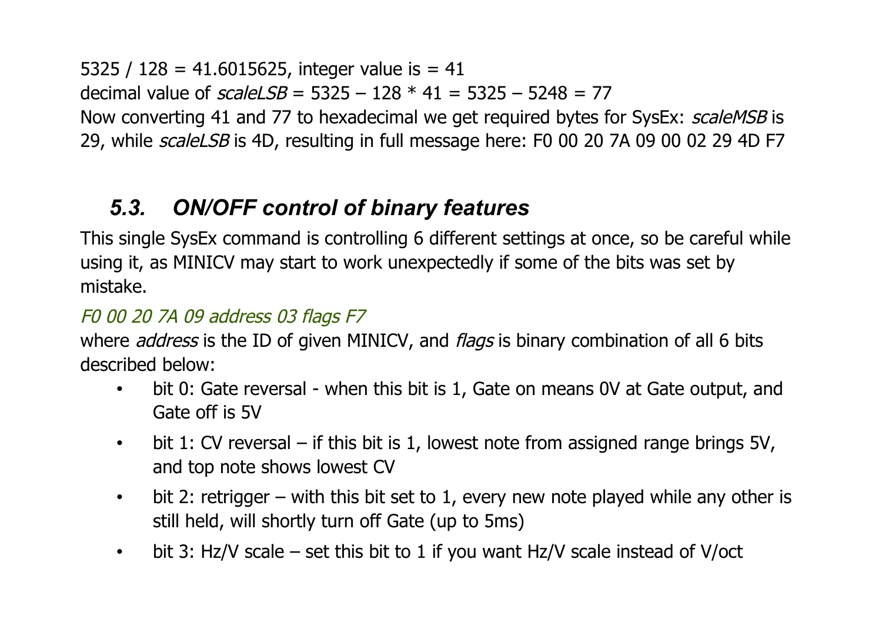5325 / 128 = 41.6015625, integer value is = 41
decimal value of *scaleLSB* = 5325 – 128 * 41 = 5325 – 5248 = 77
Now converting 41 and 77 to hexadecimal we get required bytes for SysEx: *scaleMSB* is 29, while *scaleLSB* is 4D, resulting in full message here: F0 00 20 7A 09 00 02 29 4D F7

### *5.3. ON/OFF control of binary features*

This single SysEx command is controlling 6 different settings at once, so be careful while using it, as MINICV may start to work unexpectedly if some of the bits was set by mistake.

*F0 00 20 7A 09 address 03 flags F7*

where *address* is the ID of given MINICV, and *flags* is binary combination of all 6 bits described below:

- bit 0: Gate reversal - when this bit is 1, Gate on means 0V at Gate output, and Gate off is 5V
- bit 1: CV reversal – if this bit is 1, lowest note from assigned range brings 5V, and top note shows lowest CV
- bit 2: retrigger – with this bit set to 1, every new note played while any other is still held, will shortly turn off Gate (up to 5ms)
- bit 3: Hz/V scale – set this bit to 1 if you want Hz/V scale instead of V/oct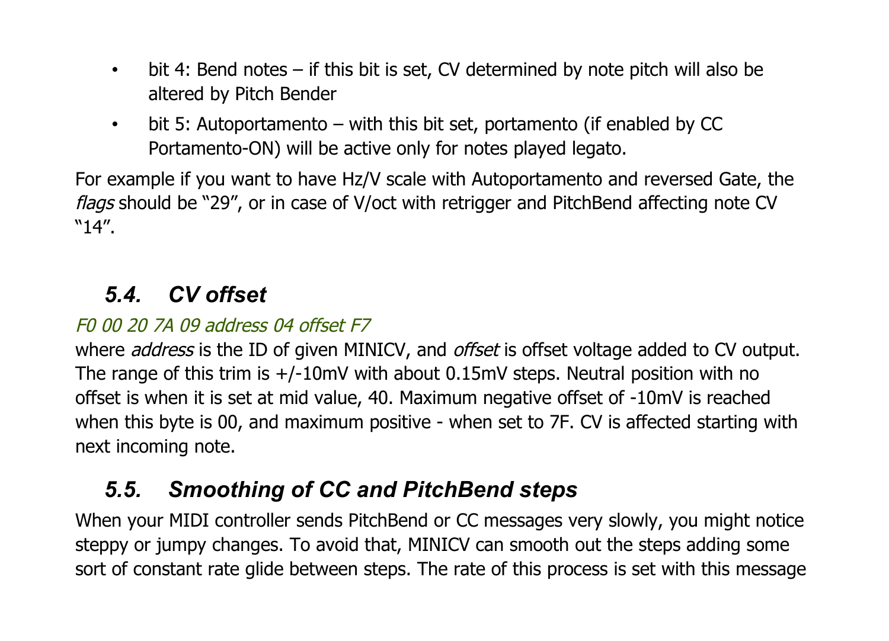- bit 4: Bend notes – if this bit is set, CV determined by note pitch will also be altered by Pitch Bender
- bit 5: Autoportamento – with this bit set, portamento (if enabled by CC Portamento-ON) will be active only for notes played legato.

For example if you want to have Hz/V scale with Autoportamento and reversed Gate, the *flags* should be "29", or in case of V/oct with retrigger and PitchBend affecting note CV "14".

## *5.4. CV offset*

*F0 00 20 7A 09 address 04 offset F7*

where *address* is the ID of given MINICV, and *offset* is offset voltage added to CV output. The range of this trim is +/-10mV with about 0.15mV steps. Neutral position with no offset is when it is set at mid value, 40. Maximum negative offset of -10mV is reached when this byte is 00, and maximum positive - when set to 7F. CV is affected starting with next incoming note.

## *5.5. Smoothing of CC and PitchBend steps*

When your MIDI controller sends PitchBend or CC messages very slowly, you might notice steppy or jumpy changes. To avoid that, MINICV can smooth out the steps adding some sort of constant rate glide between steps. The rate of this process is set with this message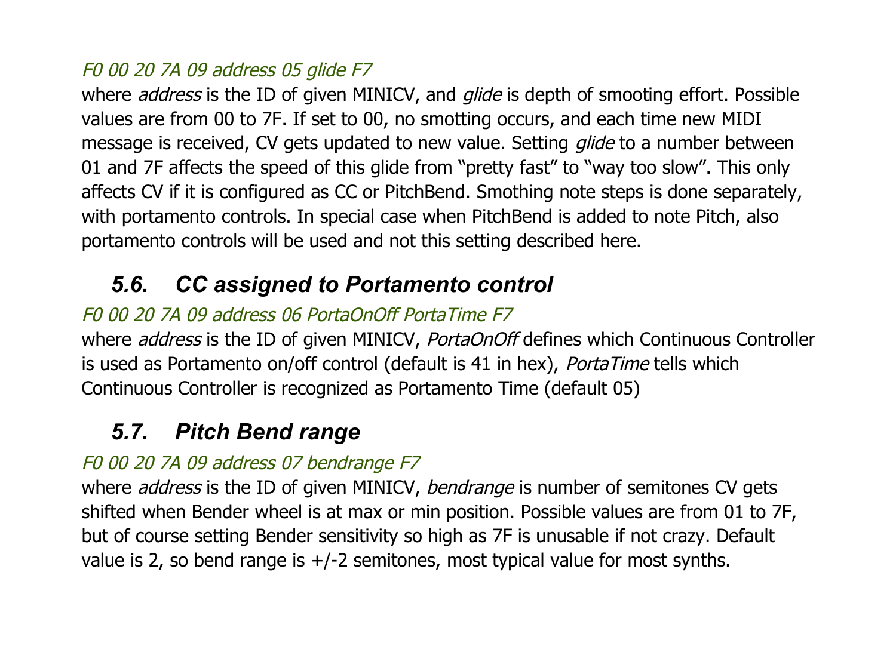*F0 00 20 7A 09 address 05 glide F7*

where *address* is the ID of given MINICV, and *glide* is depth of smooting effort. Possible values are from 00 to 7F. If set to 00, no smotting occurs, and each time new MIDI message is received, CV gets updated to new value. Setting *glide* to a number between 01 and 7F affects the speed of this glide from "pretty fast" to "way too slow". This only affects CV if it is configured as CC or PitchBend. Smothing note steps is done separately, with portamento controls. In special case when PitchBend is added to note Pitch, also portamento controls will be used and not this setting described here.

### *5.6. CC assigned to Portamento control*

*F0 00 20 7A 09 address 06 PortaOnOff PortaTime F7*

where *address* is the ID of given MINICV, *PortaOnOff* defines which Continuous Controller is used as Portamento on/off control (default is 41 in hex), *PortaTime* tells which Continuous Controller is recognized as Portamento Time (default 05)

### *5.7. Pitch Bend range*

*F0 00 20 7A 09 address 07 bendrange F7*

where *address* is the ID of given MINICV, *bendrange* is number of semitones CV gets shifted when Bender wheel is at max or min position. Possible values are from 01 to 7F, but of course setting Bender sensitivity so high as 7F is unusable if not crazy. Default value is 2, so bend range is +/-2 semitones, most typical value for most synths.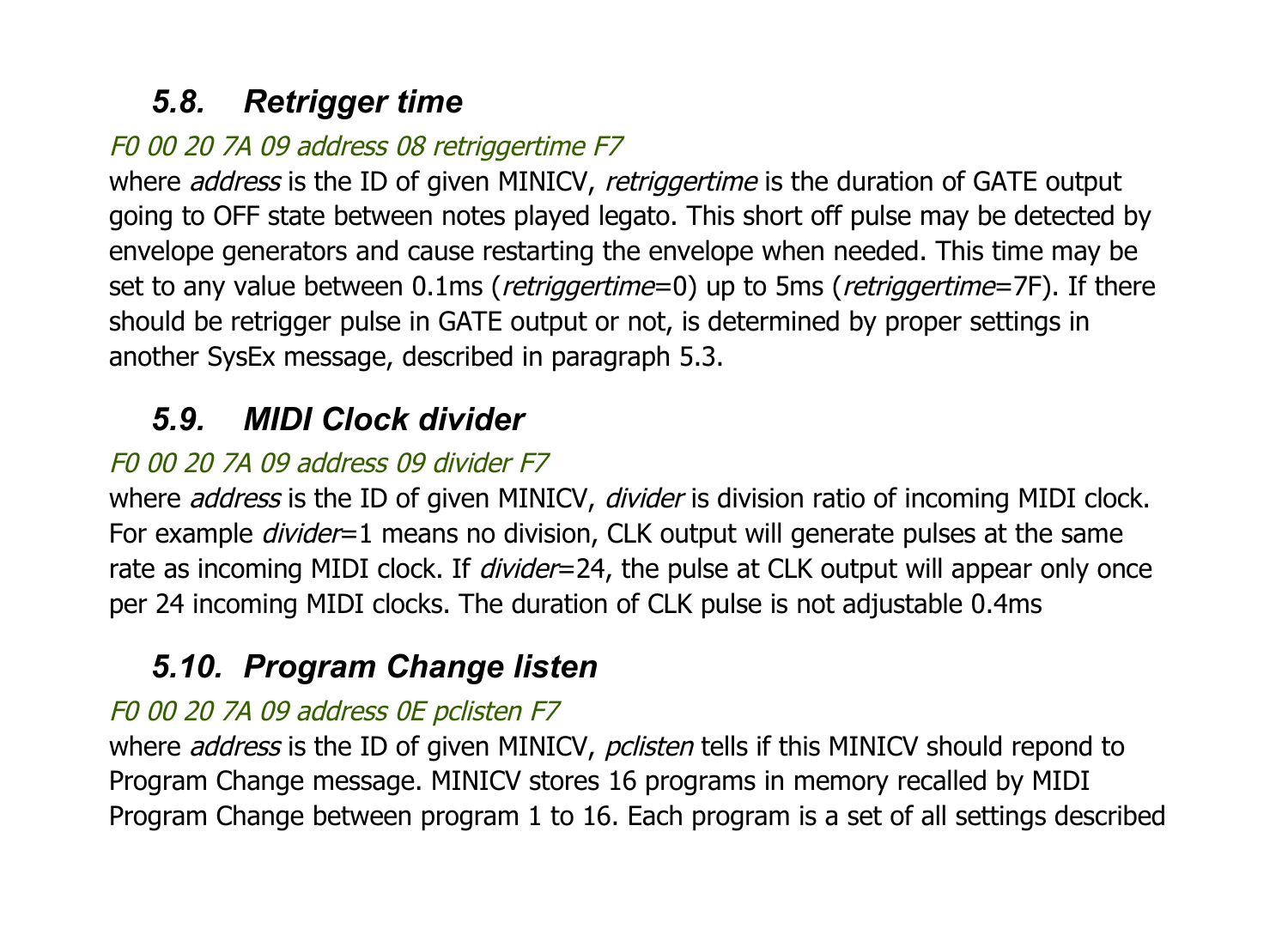### *5.8. Retrigger time*

*F0 00 20 7A 09 address 08 retriggertime F7*

where *address* is the ID of given MINICV, *retriggertime* is the duration of GATE output going to OFF state between notes played legato. This short off pulse may be detected by envelope generators and cause restarting the envelope when needed. This time may be set to any value between 0.1ms (*retriggertime*=0) up to 5ms (*retriggertime*=7F). If there should be retrigger pulse in GATE output or not, is determined by proper settings in another SysEx message, described in paragraph 5.3.

### *5.9. MIDI Clock divider*

*F0 00 20 7A 09 address 09 divider F7*

where *address* is the ID of given MINICV, *divider* is division ratio of incoming MIDI clock. For example *divider*=1 means no division, CLK output will generate pulses at the same rate as incoming MIDI clock. If *divider*=24, the pulse at CLK output will appear only once per 24 incoming MIDI clocks. The duration of CLK pulse is not adjustable 0.4ms

### *5.10. Program Change listen*

*F0 00 20 7A 09 address 0E pclisten F7*

where *address* is the ID of given MINICV, *pclisten* tells if this MINICV should repond to Program Change message. MINICV stores 16 programs in memory recalled by MIDI Program Change between program 1 to 16. Each program is a set of all settings described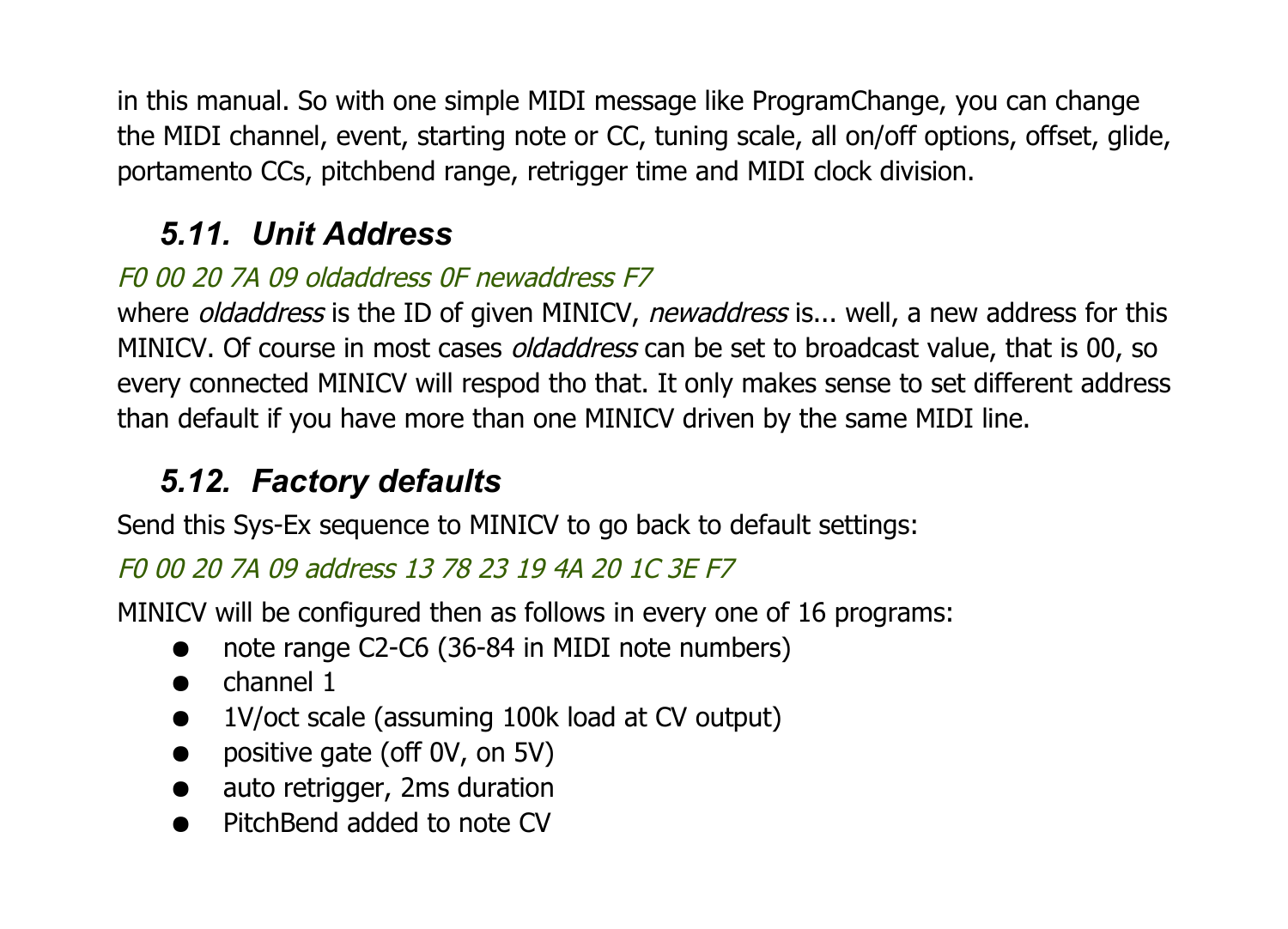in this manual. So with one simple MIDI message like ProgramChange, you can change the MIDI channel, event, starting note or CC, tuning scale, all on/off options, offset, glide, portamento CCs, pitchbend range, retrigger time and MIDI clock division.

## *5.11. Unit Address*

*F0 00 20 7A 09 oldaddress 0F newaddress F7*

where *oldaddress* is the ID of given MINICV, *newaddress* is... well, a new address for this MINICV. Of course in most cases *oldaddress* can be set to broadcast value, that is 00, so every connected MINICV will respod tho that. It only makes sense to set different address than default if you have more than one MINICV driven by the same MIDI line.

## *5.12. Factory defaults*

Send this Sys-Ex sequence to MINICV to go back to default settings:

*F0 00 20 7A 09 address 13 78 23 19 4A 20 1C 3E F7*

MINICV will be configured then as follows in every one of 16 programs:

- note range C2-C6 (36-84 in MIDI note numbers)
- channel 1
- 1V/oct scale (assuming 100k load at CV output)
- positive gate (off 0V, on 5V)
- auto retrigger, 2ms duration
- PitchBend added to note CV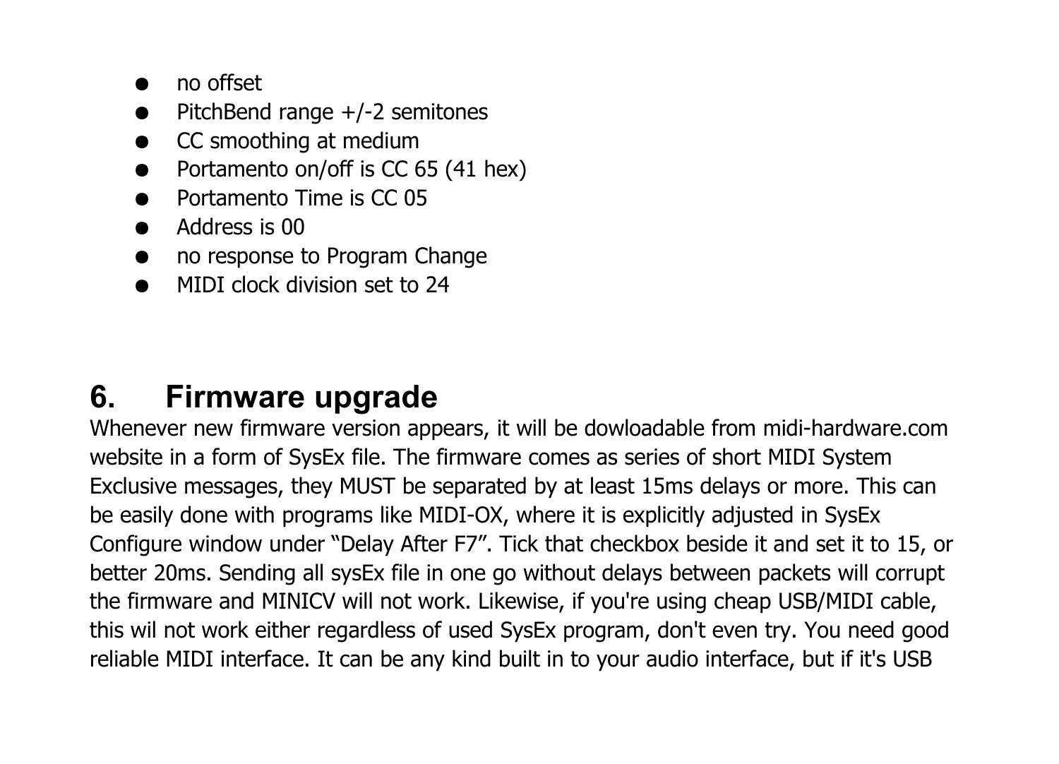- no offset
- PitchBend range +/-2 semitones
- CC smoothing at medium
- Portamento on/off is CC 65 (41 hex)
- Portamento Time is CC 05
- Address is 00
- no response to Program Change
- MIDI clock division set to 24

## 6. Firmware upgrade

Whenever new firmware version appears, it will be dowloadable from midi-hardware.com website in a form of SysEx file. The firmware comes as series of short MIDI System Exclusive messages, they MUST be separated by at least 15ms delays or more. This can be easily done with programs like MIDI-OX, where it is explicitly adjusted in SysEx Configure window under “Delay After F7”. Tick that checkbox beside it and set it to 15, or better 20ms. Sending all sysEx file in one go without delays between packets will corrupt the firmware and MINICV will not work. Likewise, if you're using cheap USB/MIDI cable, this wil not work either regardless of used SysEx program, don't even try. You need good reliable MIDI interface. It can be any kind built in to your audio interface, but if it's USB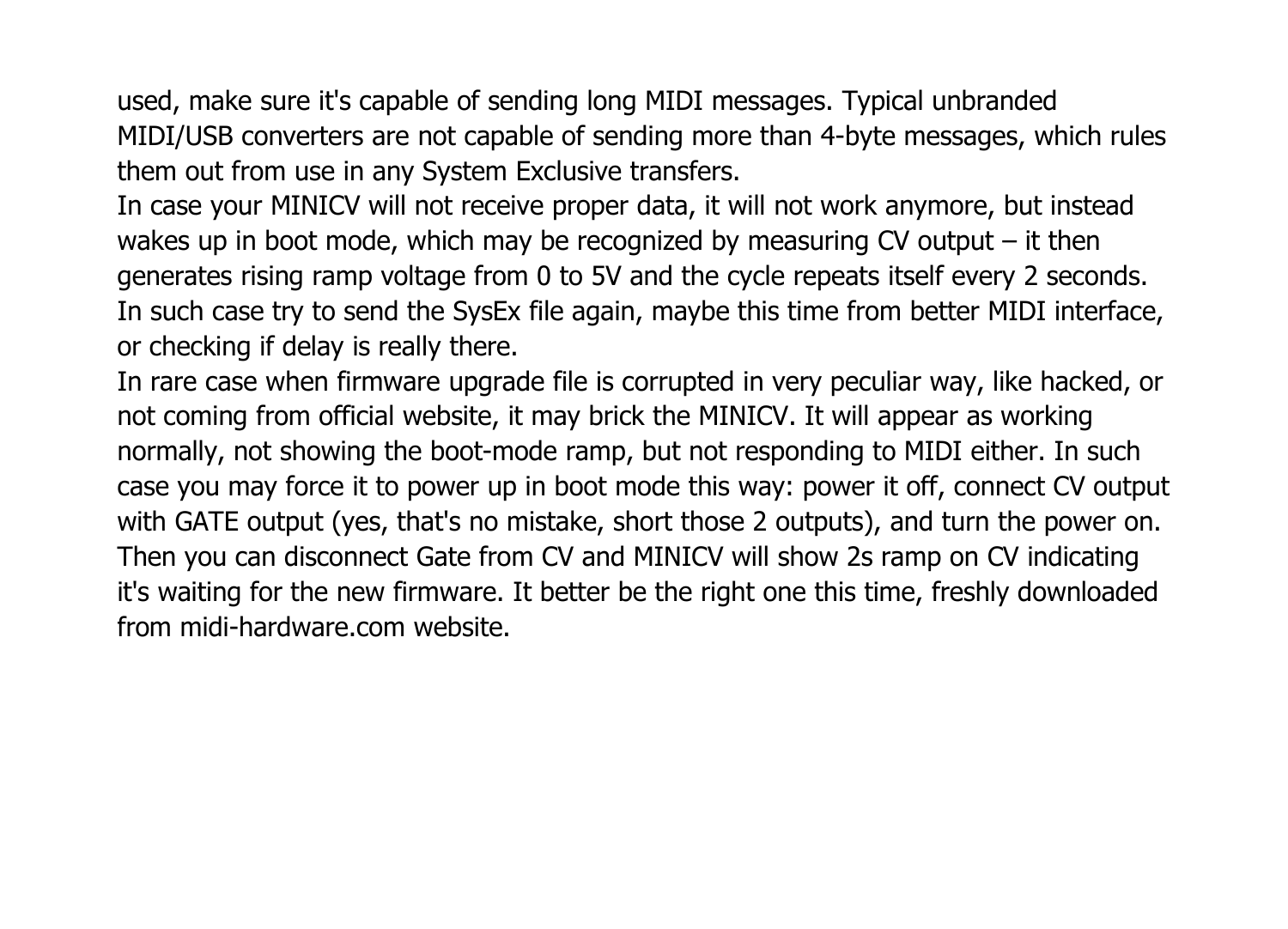used, make sure it's capable of sending long MIDI messages. Typical unbranded MIDI/USB converters are not capable of sending more than 4-byte messages, which rules them out from use in any System Exclusive transfers.

In case your MINICV will not receive proper data, it will not work anymore, but instead wakes up in boot mode, which may be recognized by measuring CV output – it then generates rising ramp voltage from 0 to 5V and the cycle repeats itself every 2 seconds. In such case try to send the SysEx file again, maybe this time from better MIDI interface, or checking if delay is really there.

In rare case when firmware upgrade file is corrupted in very peculiar way, like hacked, or not coming from official website, it may brick the MINICV. It will appear as working normally, not showing the boot-mode ramp, but not responding to MIDI either. In such case you may force it to power up in boot mode this way: power it off, connect CV output with GATE output (yes, that's no mistake, short those 2 outputs), and turn the power on. Then you can disconnect Gate from CV and MINICV will show 2s ramp on CV indicating it's waiting for the new firmware. It better be the right one this time, freshly downloaded from midi-hardware.com website.